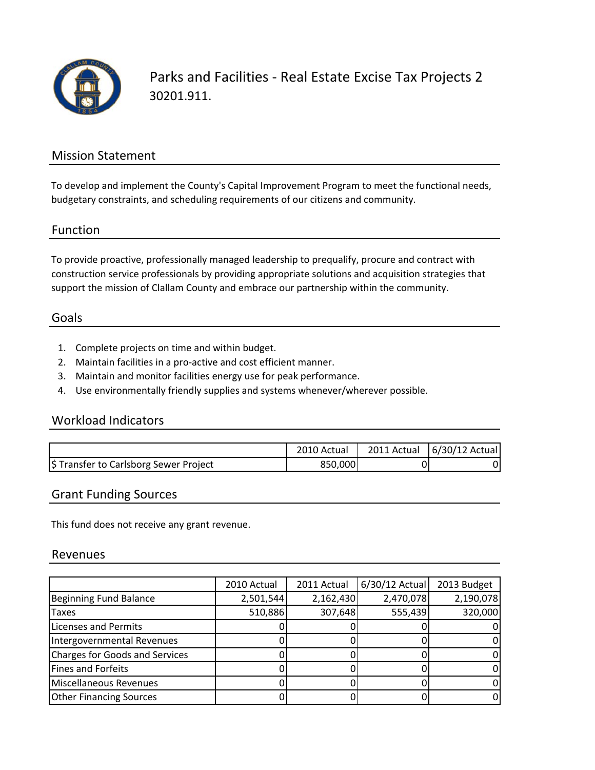# Parks and Facilities - Real Estate Excise Tax Projects 2

30201.911.

## Mission Statement

To develop and implement the County's Capital Improvement Program to meet the functional needs, budgetary constraints, and scheduling requirements of our citizens and community.

## Function

To provide proactive, professionally managed leadership to prequalify, procure and contract with construction service professionals by providing appropriate solutions and acquisition strategies that support the mission of Clallam County and embrace our partnership within the community.

## Goals

1. Complete projects on time and within budget.
2. Maintain facilities in a pro-active and cost efficient manner.
3. Maintain and monitor facilities energy use for peak performance.
4. Use environmentally friendly supplies and systems whenever/wherever possible.

## Workload Indicators

| | 2010 Actual | 2011 Actual | 6/30/12 Actual |
|---|---|---|---|
| $ Transfer to Carlsborg Sewer Project | 850,000 | 0 | 0 |

## Grant Funding Sources

This fund does not receive any grant revenue.

## Revenues

| | 2010 Actual | 2011 Actual | 6/30/12 Actual | 2013 Budget |
|---|---|---|---|---|
| Beginning Fund Balance | 2,501,544 | 2,162,430 | 2,470,078 | 2,190,078 |
| Taxes | 510,886 | 307,648 | 555,439 | 320,000 |
| Licenses and Permits | 0 | 0 | 0 | 0 |
| Intergovernmental Revenues | 0 | 0 | 0 | 0 |
| Charges for Goods and Services | 0 | 0 | 0 | 0 |
| Fines and Forfeits | 0 | 0 | 0 | 0 |
| Miscellaneous Revenues | 0 | 0 | 0 | 0 |
| Other Financing Sources | 0 | 0 | 0 | 0 |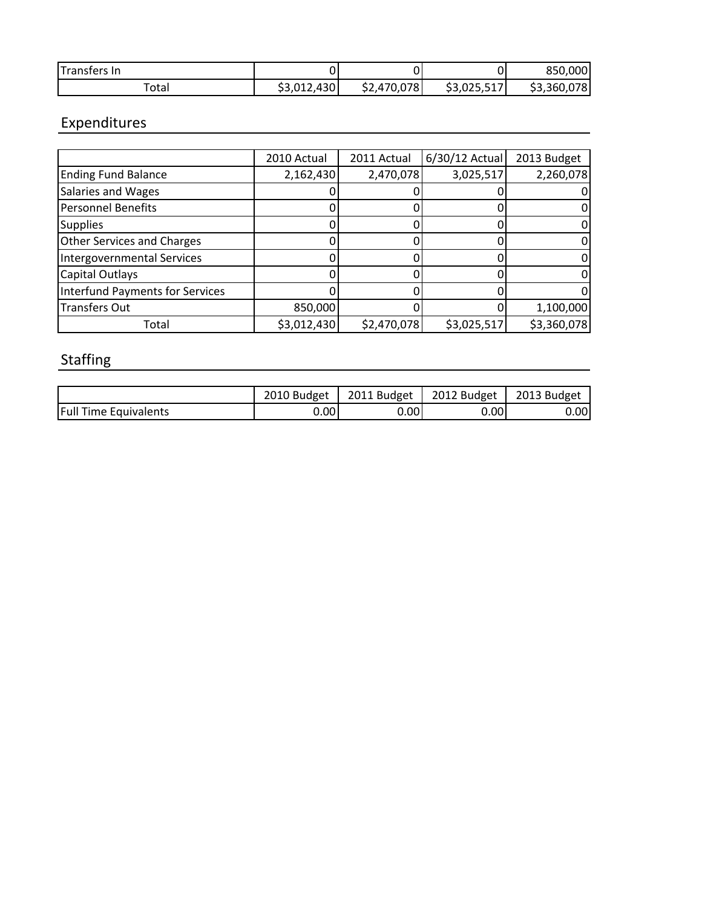| | | | | |
|---|---|---|---|---|
| Transfers In | 0 | 0 | 0 | 850,000 |
| Total | $3,012,430 | $2,470,078 | $3,025,517 | $3,360,078 |

## Expenditures

| | 2010 Actual | 2011 Actual | 6/30/12 Actual | 2013 Budget |
|---|---|---|---|---|
| Ending Fund Balance | 2,162,430 | 2,470,078 | 3,025,517 | 2,260,078 |
| Salaries and Wages | 0 | 0 | 0 | 0 |
| Personnel Benefits | 0 | 0 | 0 | 0 |
| Supplies | 0 | 0 | 0 | 0 |
| Other Services and Charges | 0 | 0 | 0 | 0 |
| Intergovernmental Services | 0 | 0 | 0 | 0 |
| Capital Outlays | 0 | 0 | 0 | 0 |
| Interfund Payments for Services | 0 | 0 | 0 | 0 |
| Transfers Out | 850,000 | 0 | 0 | 1,100,000 |
| Total | $3,012,430 | $2,470,078 | $3,025,517 | $3,360,078 |

## Staffing

| | 2010 Budget | 2011 Budget | 2012 Budget | 2013 Budget |
|---|---|---|---|---|
| Full Time Equivalents | 0.00 | 0.00 | 0.00 | 0.00 |